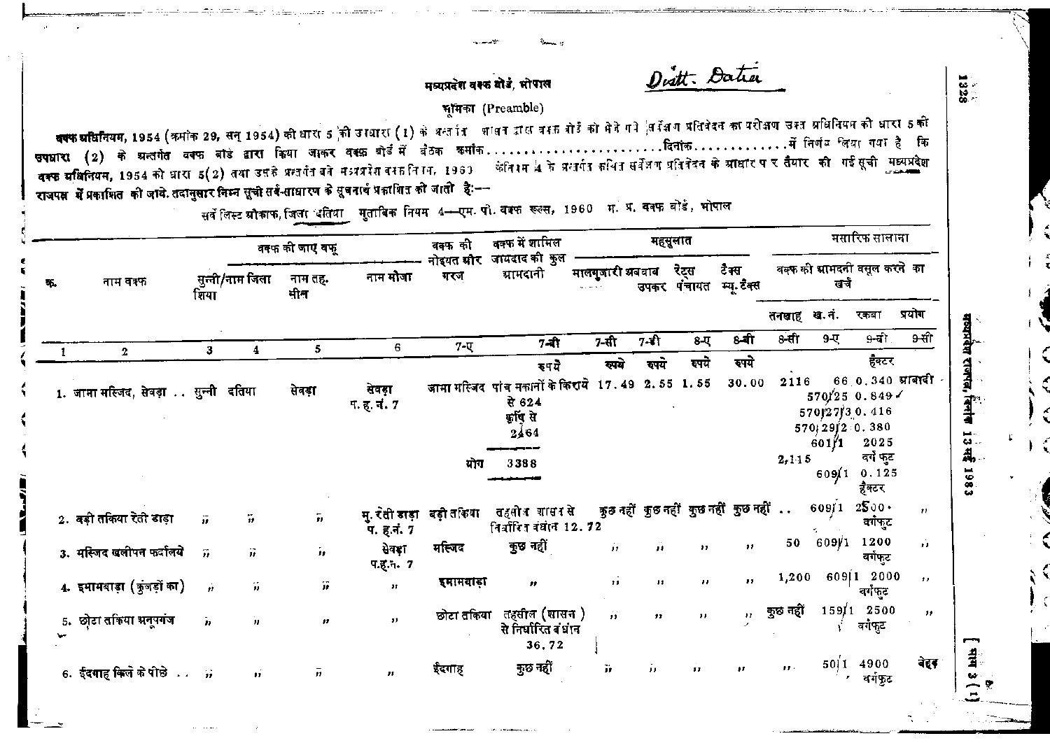मध्यप्रदेश वक्फ बोर्ड, भोपाल

Distt. Datia

भूमिका (Preamble)

वक्फ अधिनियम, 1954 (क्रमांक 29, सन् 1954) की धारा 5 की उपधारा (1) के अन्तर्गत शासन द्वारा वक्फ बोर्ड को भेजे गये सर्वेक्षण प्रतिवेदन का परीक्षण उक्त अधिनियम की धारा 5 की उपधारा (2) के अन्तर्गत वक्फ बोर्ड द्वारा किया जाकर वक्फ बोर्ड में बैठक क्रमांक........................दिनांक............में निर्णय लिया गया है कि वक्फ अधिनियम, 1954 की धारा 5(2) तथा उसके अन्तर्गत बने मध्यप्रदेश वक्फ नियम, 1960 के नियम 4 के अन्तर्गत कथित सर्वेक्षण प्रतिवेदन के आधार पर तैयार की गई सूची मध्यप्रदेश राजपत्र में प्रकाशित की जावे. तदनुसार निम्न सूची सर्व-साधारण के सूचनार्थ प्रकाशित की जाती है:—

सर्वे लिस्ट औकाफ, जिला दतिया मुताबिक नियम 4—एम. पी. वक्फ रूल्स, 1960 म. प्र. वक्फ बोर्ड, भोपाल

| क्र. | नाम वक्फ | वक्फ की जाए वकू | | | | वक्फ की नोइयत और गरज | वक्फ में शामिल जायदाद की कुल आमदानी | महसुलात | | | | मसारिफ सालाना | | | |
|---|---|---|---|---|---|---|---|---|---|---|---|---|---|---|---|
| | | सुन्नी/शिया | नाम जिला | नाम तहसील | नाम मौजा | | | मालगुजारी अबवाब | उपकर | रेट्स पंचायत | टैक्स म्यु. टैक्स | वक्फ की आमदनी वसूल करने का खर्च | | | |
| | | | | | | | | | | | | तनखाह | ख. नं. | रकबा | प्रयोग |
| 1 | 2 | 3 | 4 | 5 | 6 | 7-ए | 7-बी | 7-सी | 7-डी | 8-ए | 8-बी | 8-सी | 9-ए | 9-बी | 9-सी |
| | | | | | | | रुपये | रुपये | रुपये | रुपये | रुपये | | | हैक्टर | |
| 1. | जामा मस्जिद, सेवढ़ा .. | सुन्नी | दतिया | सेवढ़ा | सेवढ़ा प. ह. नं. 7 | जामा मस्जिद | पांच मकानों के किराये से 624 कृषि से 2764 योग 3388 | 17.49 | 2.55 | 1.55 | 30.00 | 2116 2,115 | 66 570/25 570/27/3 570/29/2 601/1 609/1 | 0.340 0.849 0.416 0.380 2025 वर्ग फुट 0.125 हैक्टर | आबादी |
| 2. | बड़ी तकिया रेती डाड़ा | " | " | " | मु. रेती डाड़ा प. ह.नं. 7 | बड़ी तकिया | तहसील शासन से निर्धारित वंधान 12.72 | कुछ नहीं | कुछ नहीं | कुछ नहीं | कुछ नहीं | .. | 609/1 | 2500 वर्गफुट | " |
| 3. | मस्जिद खलीपन फर्दालये | " | " | " | सेवढ़ा प.ह.न. 7 | मस्जिद | कुछ नहीं | " | " | " | " | 50 | 609/1 | 1200 वर्गफुट | " |
| 4. | इमामबाड़ा (कुंजड़ों का) | " | " | " | " | इमामबाड़ा | " | " | " | " | " | 1,200 | 609/1 | 2000 वर्गफुट | " |
| 5. | छोटा तकिया अनूपगंज | " | " | " | " | छोटा तकिया | तहसील (शासन) से निर्धारित वंधान 36.72 | " | " | " | " | कुछ नहीं | 159/1 | 2500 वर्गफुट | " |
| 6. | ईदगाह किले के पीछे .. | " | " | " | " | ईदगाह | कुछ नहीं | " | " | " | " | " | 50/1 | 4900 वर्गफुट | बेहद |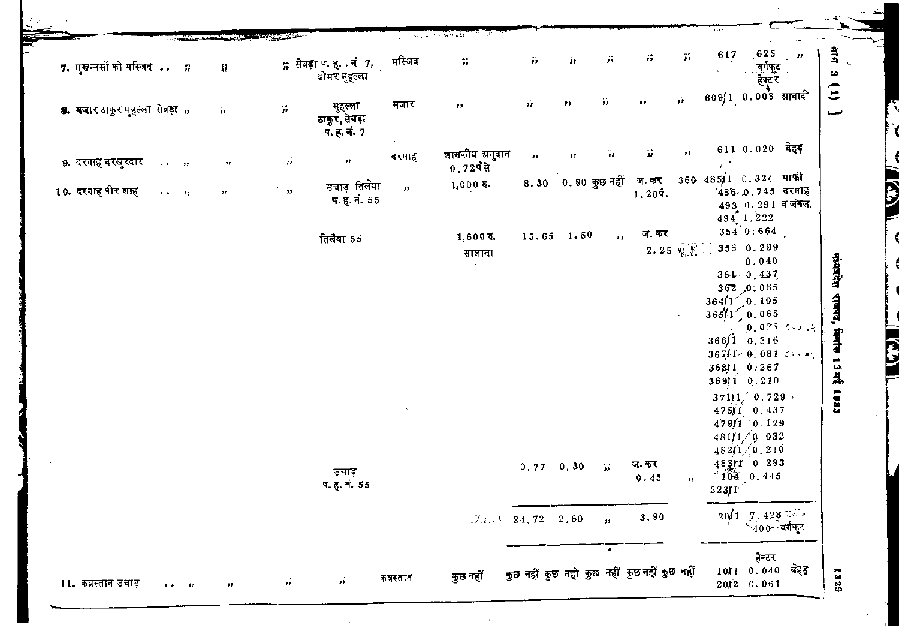| | | | | | | | | | | | | | |
|---|---|---|---|---|---|---|---|---|---|---|---|---|---|
| 7. मुखन्नसों की मस्जिद .. | ” | ” | ” | सेवड़ा प. ह. नं 7, ढीमर मुहल्ला | मस्जिद | ” | ” | ” | ” | ” | ” | 617 | 625 वर्गफुट ” |
| | | | | | | | | | | | | | हैक्टर |
| 8. मजार ठाकुर मुहल्ला सेवड़ा | ” | ” | ” | मुहल्ला ठाकुर, सेवड़ा प. ह. नं. 7 | मजार | ” | ” | ” | ” | ” | ” | 609/1 | 0.008 आबादी |
| 9. दरगाह बरखुरदार .. | ” | ” | ” | ” | दरगाह | शासकीय अनुदान 0.72 पैसे | ” | ” | ” | ” | ” | 611 | 0.020 बेहड़ |
| 10. दरगाह पीर शाह .. | ” | ” | ” | उचाड़ तिलेया प. ह. नं. 55 | ” | 1,000 रु. | 8.30 | 0.80 | कुछ नहीं | ज. कर 1.20 पै. | 360 | 485/1 | 0.324 माफी |
| | | | | | | | | | | | | 486 | 0.745 दरगाह |
| | | | | | | | | | | | | 493 | 0.291 न जंगल. |
| | | | | | | | | | | | | 494 | 1.222 |
| | | | | तिलैया 55 | | 1,600 रु. सालाना | 15.65 | 1.50 | ” | ज. कर 2.25 | | 354 | 0.664 |
| | | | | | | | | | | | | 356 | 0.299 |
| | | | | | | | | | | | | | 0.040 |
| | | | | | | | | | | | | 361 | 0.437 |
| | | | | | | | | | | | | 362 | 0.065 |
| | | | | | | | | | | | | 364/1 | 0.105 |
| | | | | | | | | | | | | 365/1 | 0.065 |
| | | | | | | | | | | | | | 0.025 |
| | | | | | | | | | | | | 366/1 | 0.316 |
| | | | | | | | | | | | | 367/1 | 0.081 |
| | | | | | | | | | | | | 368/1 | 0.267 |
| | | | | | | | | | | | | 369/1 | 0.210 |
| | | | | | | | | | | | | 371/1 | 0.729 |
| | | | | | | | | | | | | 475/1 | 0.437 |
| | | | | | | | | | | | | 479/1 | 0.129 |
| | | | | | | | | | | | | 481/1 | 0.032 |
| | | | | | | | | | | | | 482/1 | 0.210 |
| | | | | उचाड़ प. ह. नं. 55 | | | 0.77 | 0.30 | ” | ज. कर 0.45 | ” | 483/1 | 0.283 |
| | | | | | | | | | | | | 108 | 0.445 |
| | | | | | | | | | | | | 223/1 | |
| | | | | | | | 24.72 | 2.60 | ” | 3.90 | | 20/1 | 7.428 400 वर्गफुट |
| | | | | | | | | | | | | | हैक्टर |
| 11. कब्रस्तान उचाड़ .. | ” | ” | ” | ” | कब्रस्तान | कुछ नहीं | कुछ नहीं | कुछ नहीं | कुछ नहीं | कुछ नहीं | कुछ नहीं | 10/1 | 0.040 बेहड़ |
| | | | | | | | | | | | | 20/2 | 0.061 |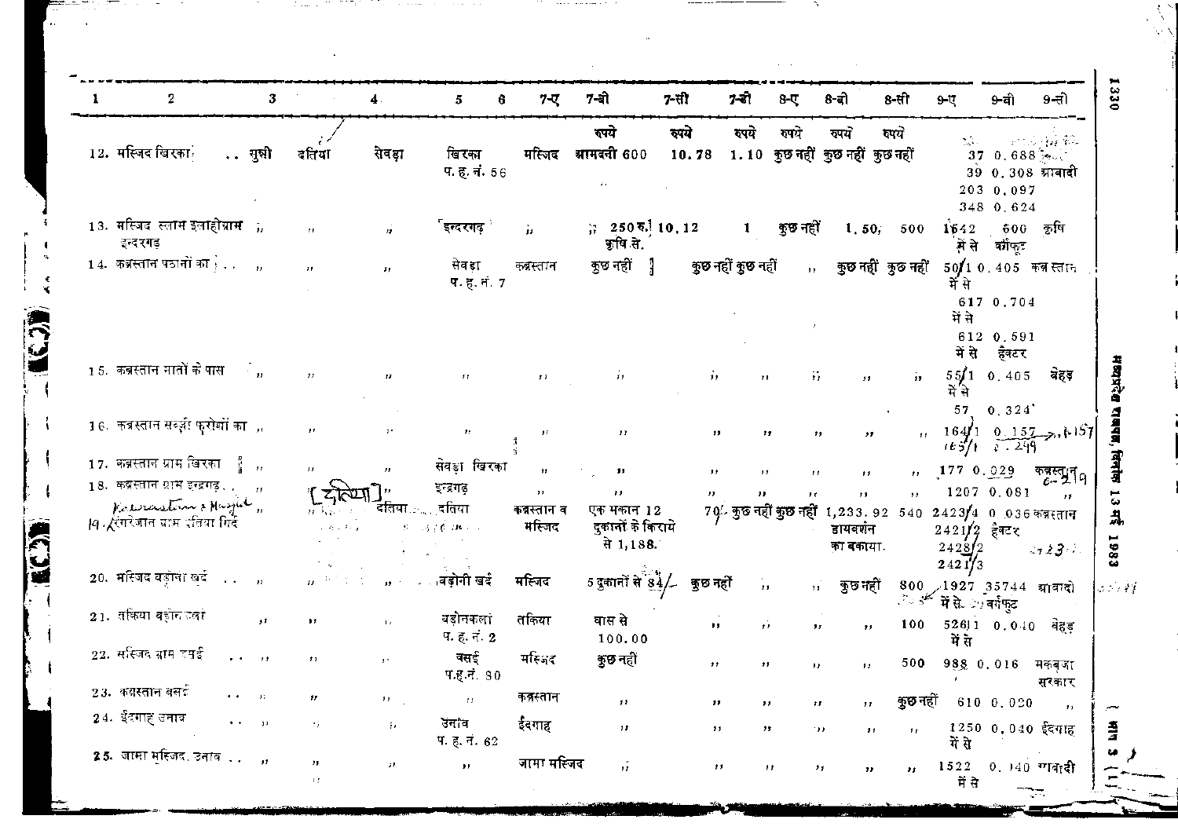| 1 | 2 | 3 | | 4 | 5 | 6 | 7-ए | 7-बी | 7-सी | 7-डी | 8-ए | 8-बी | 8-सी | 9-ए | 9-बी | 9-सी |
|---|---|---|---|---|---|---|---|---|---|---|---|---|---|---|---|---|
| | | | | | | | | रुपये | रुपये | रुपये | रुपये | रुपये | रुपये | | | |
| 12. | मस्जिद खिरका | सुन्नी | दतिया | सेवढ़ा | खिरका प. ह. नं. 56 | | मस्जिद | आमदनी 600 | 10.78 | 1.10 | कुछ नहीं | कुछ नहीं | कुछ नहीं | 37 39 203 348 | 0.688 0.308 0.097 0.624 | आबादी |
| 13. | मस्जिद स्लाम इलाहीग्राम इन्दरगढ़ | ,, | ,, | ,, | इन्दरगढ़ | | ,, | 250 रु. कृषि से. | 10.12 | 1 | कुछ नहीं | 1.50 | 500 | 1642 में से | 600 वर्गफुट | कृषि |
| 14. | कब्रस्तान पठानों का | ,, | ,, | ,, | सेवढ़ा प. ह. नं. 7 | | कब्रस्तान | कुछ नहीं | कुछ नहीं | कुछ नहीं | ,, | कुछ नहीं | कुछ नहीं | 50/1 में से 617 में से 612 में से | 0.405 0.704 0.591 हैक्टर | कब्रस्तान |
| 15. | कब्रस्तान मातों के पास | ,, | ,, | ,, | ,, | | ,, | ,, | ,, | ,, | ,, | ,, | ,, | 55/1 में से 57 | 0.405 0.324 | बेहड़ |
| 16. | कब्रस्तान सब्जी फरोशों का | ,, | ,, | ,, | ,, | | ,, | ,, | ,, | ,, | ,, | ,, | ,, | 164/1 165/1 | 0.157 0.249 | |
| 17. | कब्रस्तान ग्राम खिरका | ,, | ,, | ,, | सेवढ़ा खिरका | | ,, | ,, | ,, | ,, | ,, | ,, | ,, | 177 | 0.029 | कब्रस्तान |
| 18. | कब्रस्तान ग्राम इन्दरगढ़ | ,, | [दतिया] ,, | | इन्दरगढ़ | | ,, | ,, | ,, | ,, | ,, | ,, | ,, | 1207 | 0.081 | ,, |
| 19. | Kabrastan & Masjid रंगरेजान ग्राम दतिया गिर्द | ,, | ,, | दतिया | दतिया | | कब्रस्तान व मस्जिद | एक मकान 12 दुकानों के किराये से 1,188. | 70 | कुछ नहीं | कुछ नहीं | 1,233.92 डायवर्शन का बकाया. | 540 | 2423/4 2421/2 2428/2 2421/3 | 0.036 हैक्टर | कब्रस्तान |
| 20. | मस्जिद बड़ोनी खुर्द | ,, | ,, | ,, | बड़ोनी खुर्द | | मस्जिद | 5 दुकानों से 84/- | कुछ नहीं | ,, | ,, | कुछ नहीं | 800 | 1927 में से | 35744 वर्गफुट | आबादी |
| 21. | तकिया बड़ोन कला | ,, | ,, | ,, | बड़ोनकला प. ह. नं. 2 | | तकिया | घास से 100.00 | ,, | ,, | ,, | ,, | 100 | 526/1 में से | 0.040 | बेहड़ |
| 22. | मस्जिद ग्राम बसई | ,, | ,, | ,, | बसई प.ह.नं. 80 | | मस्जिद | कुछ नहीं | ,, | ,, | ,, | ,, | 500 | 988 | 0.016 | मकबूजा सरकार |
| 23. | कब्रस्तान बसई | ,, | ,, | ,, | ,, | | कब्रस्तान | ,, | ,, | ,, | ,, | ,, | कुछ नहीं | 610 | 0.020 | ,, |
| 24. | ईदगाह उनाव | ,, | ,, | ,, | उनाव प. ह. नं. 62 | | ईदगाह | ,, | ,, | ,, | ,, | ,, | ,, | 1250 में से | 0.040 | ईदगाह |
| 25. | जामा मस्जिद, उनाव | ,, | ,, | ,, | ,, | | जामा मस्जिद | ,, | ,, | ,, | ,, | ,, | ,, | 1522 में से | 0.040 | आबादी |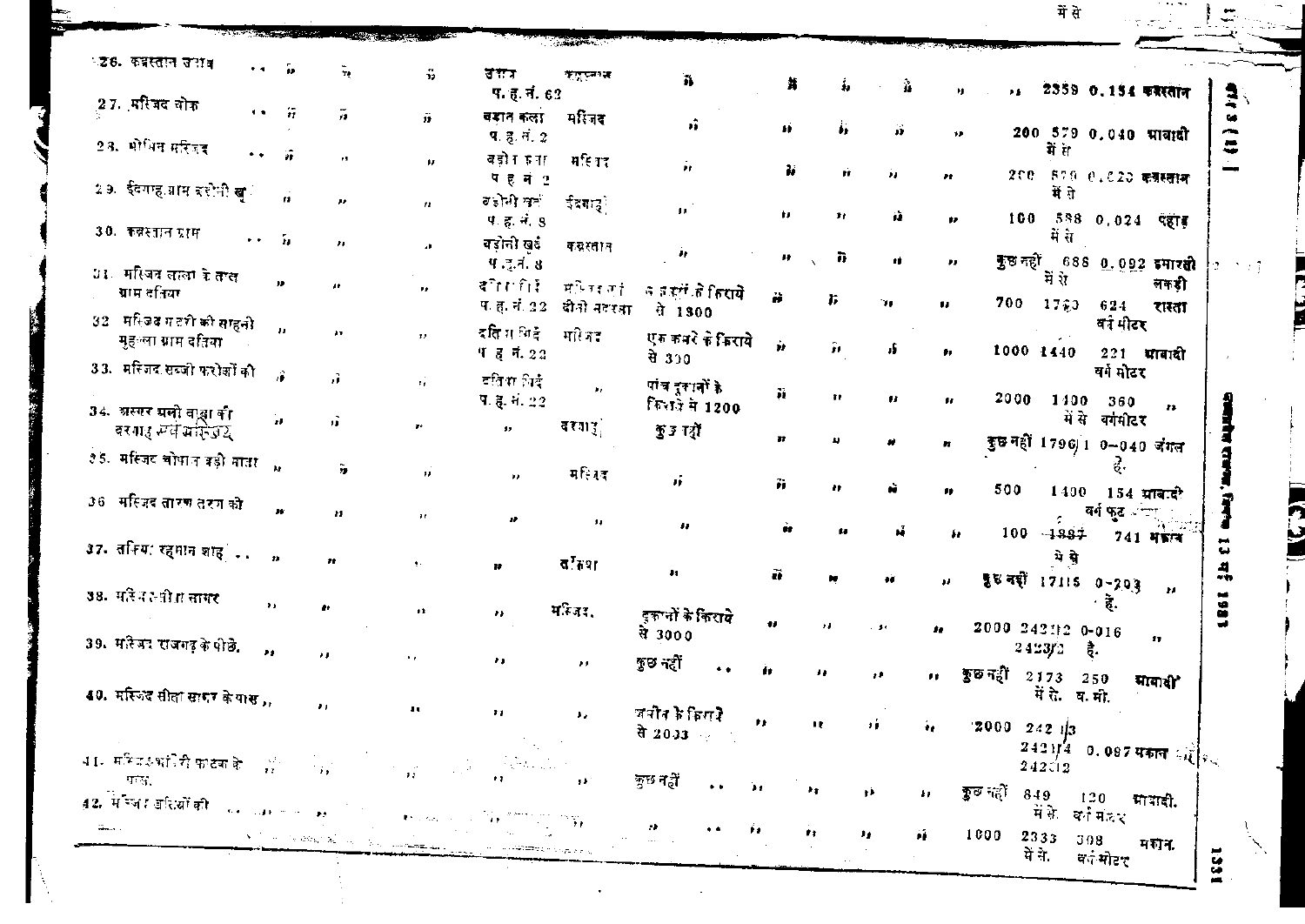| | | | | | | | | | | | | | | | |
|---|---|---|---|---|---|---|---|---|---|---|---|---|---|---|---|
| 26. कब्रस्तान उनाव | ,, | ,, | ,, | उनाव प. ह. नं. 62 | कब्रस्तान | ,, | ,, | ,, | ,, | ,, | ,, | | 2359 | 0.154 | कब्रस्तान |
| 27. मस्जिद चोक | ,, | ,, | ,, | बडान कला प. ह. नं. 2 | मस्जिद | ,, | ,, | ,, | ,, | ,, | 200 | | 579 | 0.040 | आबादी में से |
| 28. मोमिन मस्जिद | ,, | ,, | ,, | बडोनी कला प. ह. नं. 2 | मस्जिद | ,, | ,, | ,, | ,, | ,, | 200 | | 579 | 0.020 | कब्रस्तान में से |
| 29. ईदगाह ग्राम बडोनी खु. | ,, | ,, | ,, | बडोनी खुर्द प. ह. नं. 8 | ईदगाह | ,, | ,, | ,, | ,, | ,, | 100 | | 588 | 0.024 | पहाड़ में से |
| 30. कब्रस्तान ग्राम | ,, | ,, | ,, | बडोनी खुर्द प. ह. नं. 8 | कब्रस्तान | ,, | ,, | ,, | ,, | ,, | कुछ नहीं | | 686 | 0.092 | इमारती लकड़ी में से |
| 31. मस्जिद तलाव के पास ग्राम दतिया | ,, | ,, | ,, | दतिया सिटी प. ह. नं. 22 | मस्जिद मय दीनी मदरसा | 6 दुकानों के किराये से 1800 | ,, | ,, | ,, | ,, | 700 | | 1760 | 624 | रास्ता वर्ग मीटर |
| 32. मस्जिद गली की साहनी मुहल्ला ग्राम दतिया | ,, | ,, | ,, | दतिया सिटी प. ह. नं. 22 | मस्जिद | एक कमरे के किराये से 300 | ,, | ,, | ,, | ,, | 1000 | | 1440 | 221 | आबादी वर्ग मीटर |
| 33. मस्जिद सब्जी फरोशों की | ,, | ,, | ,, | दतिया सिटी प. ह. नं. 22 | ,, | पांच दुकानों के किराये से 1200 | ,, | ,, | ,, | ,, | 2000 | | 1400 | 360 | ,, में से वर्गमीटर |
| 34. अस्सर अली वाला की दरगाह मय मस्जिद | ,, | ,, | ,, | ,, | दरगाह | कुछ नहीं | ,, | ,, | ,, | ,, | कुछ नहीं | | 1796/1 | 0-040 | जंगल है. |
| 35. मस्जिद सोपान बड़ी माता | ,, | ,, | ,, | ,, | मस्जिद | ,, | ,, | ,, | ,, | ,, | 500 | | 1400 | 154 | आबादी वर्ग फुट |
| 36. मस्जिद तारण तरन की | ,, | ,, | ,, | ,, | ,, | ,, | ,, | ,, | ,, | ,, | 100 | | ~~1897~~ में से | 741 | मकान |
| 37. तकिया रहमान शाह | ,, | ,, | ,, | ,, | तकिया | ,, | ,, | ,, | ,, | ,, | कुछ नहीं | | 17115 | 0-203 है. | ,, |
| 38. मस्जिद सीता सागर | ,, | ,, | ,, | ,, | मस्जिद | दुकानों के किराये से 3000 | ,, | ,, | ,, | ,, | 2000 | | 242/12 2423/2 | 0-016 है. | ,, |
| 39. मस्जिद राजगढ़ के पीछे. | ,, | ,, | ,, | ,, | ,, | कुछ नहीं | ,, | ,, | ,, | ,, | कुछ नहीं | | 2173 में से. | 250 व. मी. | आबादी |
| 40. मस्जिद सीता सागर के पास | ,, | ,, | ,, | ,, | ,, | जमीन के किराये से 2033 | ,, | ,, | ,, | ,, | 2000 | | 242 1/3 2421/4 2422/2 | 0.097 | मकान |
| 41. मस्जिद भांडेरी फाटक के पास. | ,, | ,, | ,, | ,, | ,, | कुछ नहीं | ,, | ,, | ,, | ,, | कुछ नहीं | | 849 में से. | 120 वर्ग मीटर | आबादी. |
| 42. मस्जिद धाबियों की | ,, | ,, | ,, | ,, | ,, | ,, | ,, | ,, | ,, | ,, | 1000 | | 2333 में से. | 308 वर्ग मीटर | मकान. |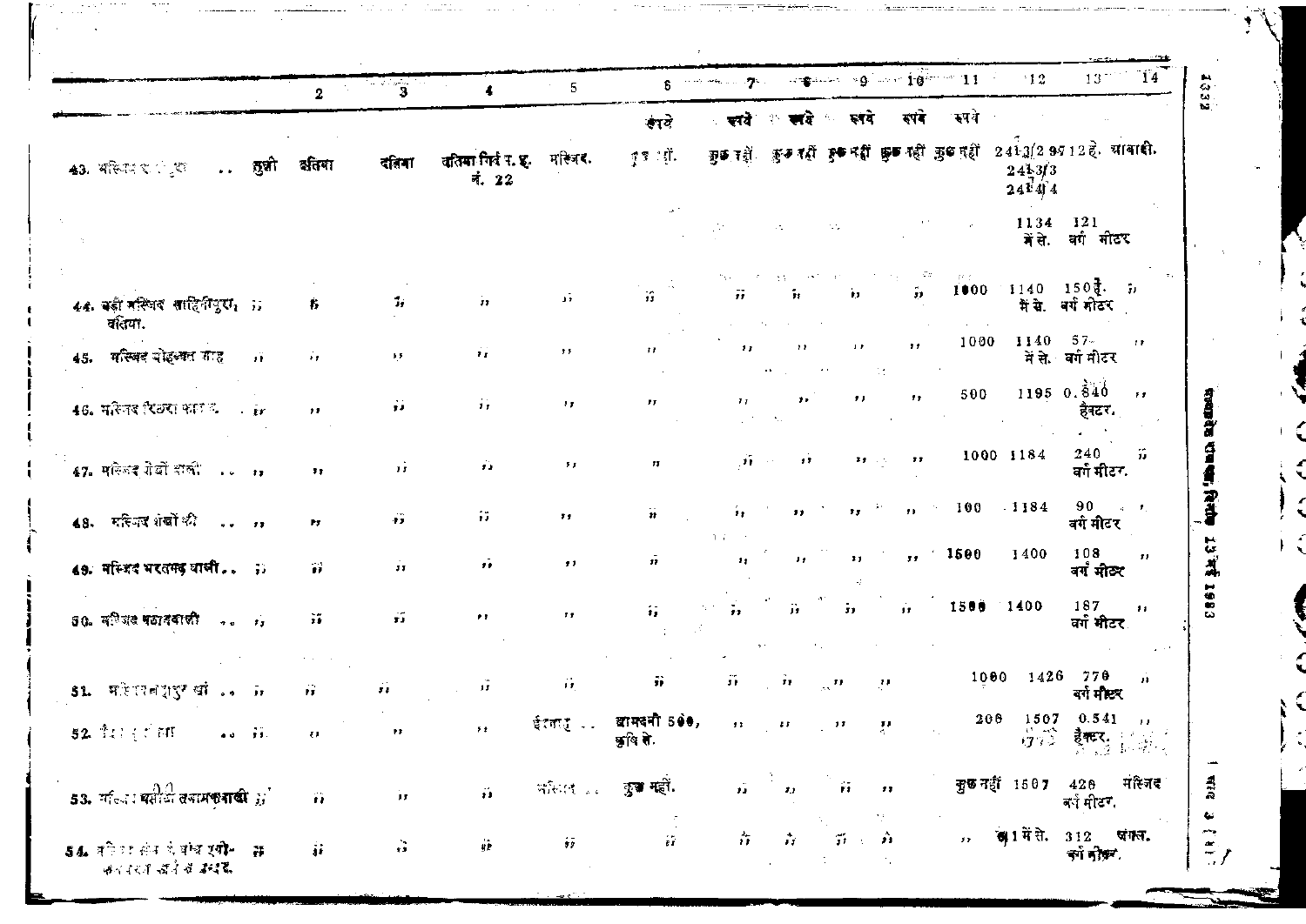| | 2 | 3 | 4 | 5 | 6 | 7 | 8 | 9 | 10 | 11 | 12 | 13 | 14 |
|---|---|---|---|---|---|---|---|---|---|---|---|---|---|
| | | | | | रुपये | रुपये | रुपये | रुपये | रुपये | रुपये | | | |
| 43. मस्जिद ... | सुन्नी | बलिया | बलिया | बलिया सिर्व र. हु. नं. 22 | मस्जिद. | कुछ नहीं. | कुछ नहीं | कुछ नहीं | कुछ नहीं | कुछ नहीं | कुछ नहीं | 2413/2 95 2413/3 2414/4 1134 में से. | 12 हे. 121 वर्ग मीटर | आबादी. |
| 44. बड़ी मस्जिद साहितपुरा, बलिया. | " | " | " | " | " | " | " | " | " | " | 1000 | 1140 में से. | 150 हे. वर्ग मीटर | " |
| 45. मस्जिद मोहल्ला ... | " | " | " | " | " | " | " | " | " | " | 1000 | 1140 में से. | 57 वर्ग मीटर | " |
| 46. मस्जिद ... | " | " | " | " | " | " | " | " | " | " | 500 | 1195 | 0.840 हैक्टर. | " |
| 47. मस्जिद ... | " | " | " | " | " | " | " | " | " | " | 1000 | 1184 | 240 वर्ग मीटर. | " |
| 48. मस्जिद ... | " | " | " | " | " | " | " | " | " | " | 100 | 1184 | 90 वर्ग मीटर | " |
| 49. मस्जिद भरतमड वाली | " | " | " | " | " | " | " | " | " | " | 1500 | 1400 | 108 वर्ग मीटर | " |
| 50. मस्जिद पठानवाली | " | " | " | " | " | " | " | " | " | " | 1500 | 1400 | 187 वर्ग मीटर | " |
| 51. मस्जिद ... | " | " | " | " | " | " | " | " | " | " | 1000 | 1426 | 770 वर्ग मीटर | " |
| 52. ... | " | " | " | " | ईदगाह | आमदनी 500, कृषि से. | " | " | " | " | 200 | 1507 | 0.541 हैक्टर. | " |
| 53. मस्जिद मस्जिद वालामकवाली | " | " | " | " | मस्जिद | कुछ नहीं. | " | " | " | " | कुछ नहीं | 1507 | 426 वर्ग मीटर. | मस्जिद |
| 54. ... के अंदर. | " | " | " | " | " | " | " | " | " | " | " | 1 में से. | 312 वर्ग मीटर. | पंजर. |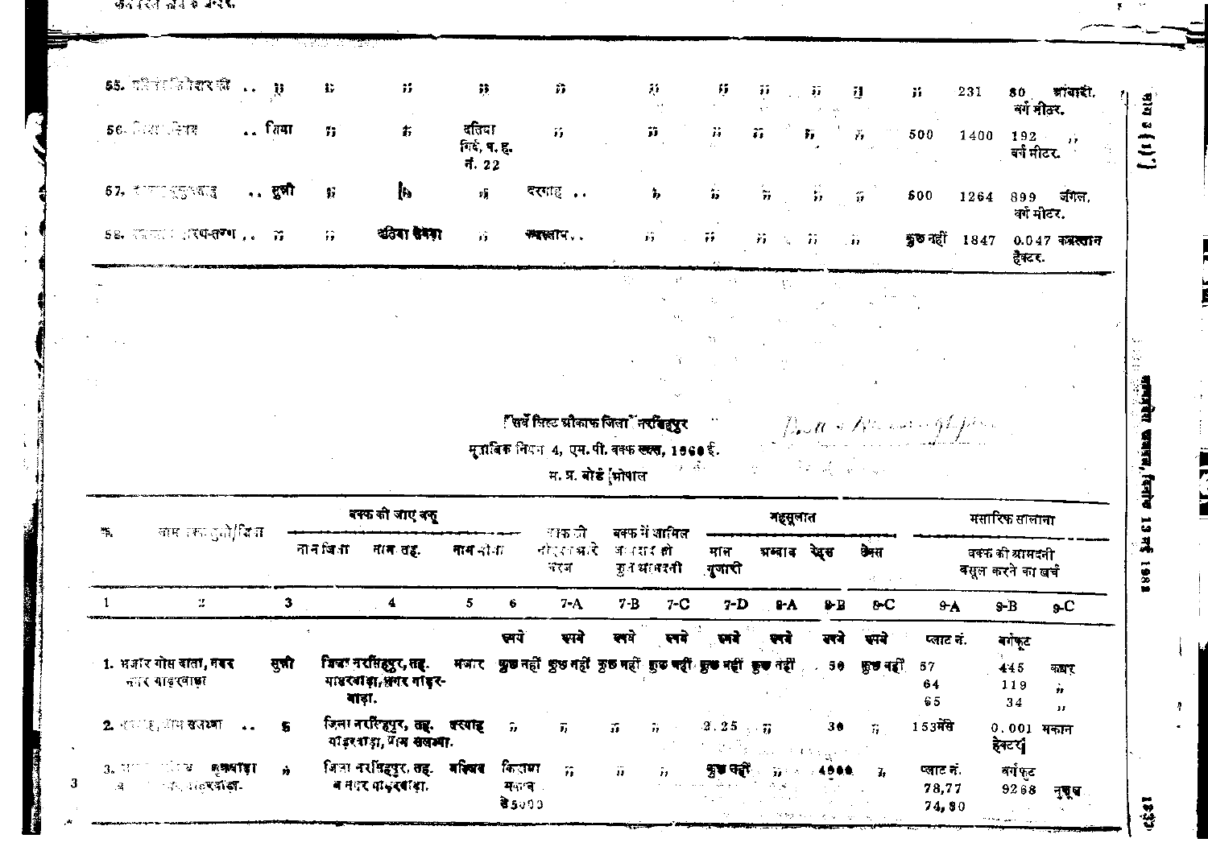| | | | | | | | | | | | | | | | |
|---|---|---|---|---|---|---|---|---|---|---|---|---|---|---|---|
| 55. ... | .. " | " | " | " | " | " | " | " | " | " | " | " | 231 | 80 आबादी, वर्ग मीटर. | |
| 56. ... | .. शिया | " | " | दतिया गिर्द, प. ह. नं. 22 | " | " | " | " | " | " | 500 | 1400 | 192 ,, वर्ग मीटर. | | |
| 57. ... | .. सुन्नी | " | " | " | दरगाह .. | " | " | " | " | " | 500 | 1264 | 899 जंगल, वर्ग मीटर. | | |
| 58. ... | .. " | " | दतिया सेवढ़ा | " | कब्रस्तान .. | " | " | " | " | " | कुछ नहीं | 1847 | 0.047 कब्रस्तान हैक्टर. | | |

"सर्वे लिस्ट औकाफ जिला" नरसिंहपुर"

मुताबिक नियम 4, एम. पी. वक्फ रूल्स, 1960 ई.

म. प्र. बोर्ड भोपाल

| क्र. | नाम वक्फ सुन्नी/शिया | | वक्फ की जाए वक्फ | | | | रकम जो मौरूसी आदि में दर्ज | वक्फ में शामिल जायदाद की कुल आमदनी | | महसूलात | | | | मसारिफ सालाना वक्फ की आमदनी वसूल करने का खर्च | | |
|---|---|---|---|---|---|---|---|---|---|---|---|---|---|---|---|---|
| | | | नाम जिला | नाम तह. | नाम मौजा | | | | | माल गुजारी | अब्बाद | रेवेन्यू | सेस | | | |
| 1 | 2 | 3 | 4 | 5 | 6 | 7-A | 7-B | 7-C | 7-D | 8-A | 8-B | 8-C | 9-A | 9-B | 9-C | |
| | | | | | रुपये | रुपये | रुपये | रुपये | रुपये | रुपये | रुपये | रुपये | प्लाट नं. | वर्गफुट | | |
| 1. मजार गोस दाता, नगर ... गाडरवाड़ा | | सुन्नी | जिला नरसिंहपुर, तह. गाडरवाड़ा, नगर गाडरवाड़ा. | मजार | कुछ नहीं | कुछ नहीं | कुछ नहीं | कुछ नहीं | कुछ नहीं | कुछ नहीं | 50 | कुछ नहीं | 57<br>64<br>65 | 445<br>119<br>34 | कब्र<br>"<br>" | |
| 2. ... ग्राम सालचा | .. | " | जिला नरसिंहपुर, तह. गाडरवाड़ा, ग्राम सालचा. | दरगाह | " | " | " | " | 2.25 | " | 30 | " | 153में से | 0.001 हैक्टर | मकान | |
| 3. ... .... गाडरवाड़ा. | | " | जिला नरसिंहपुर, तह. व नगर गाडरवाड़ा. | मस्जिद | किराया मकान से 5000 | " | " | " | कुछ नहीं | " | 4000 | " | प्लाट नं. 78,77 74,80 | वर्गफुट 9268 | नुजूल | |